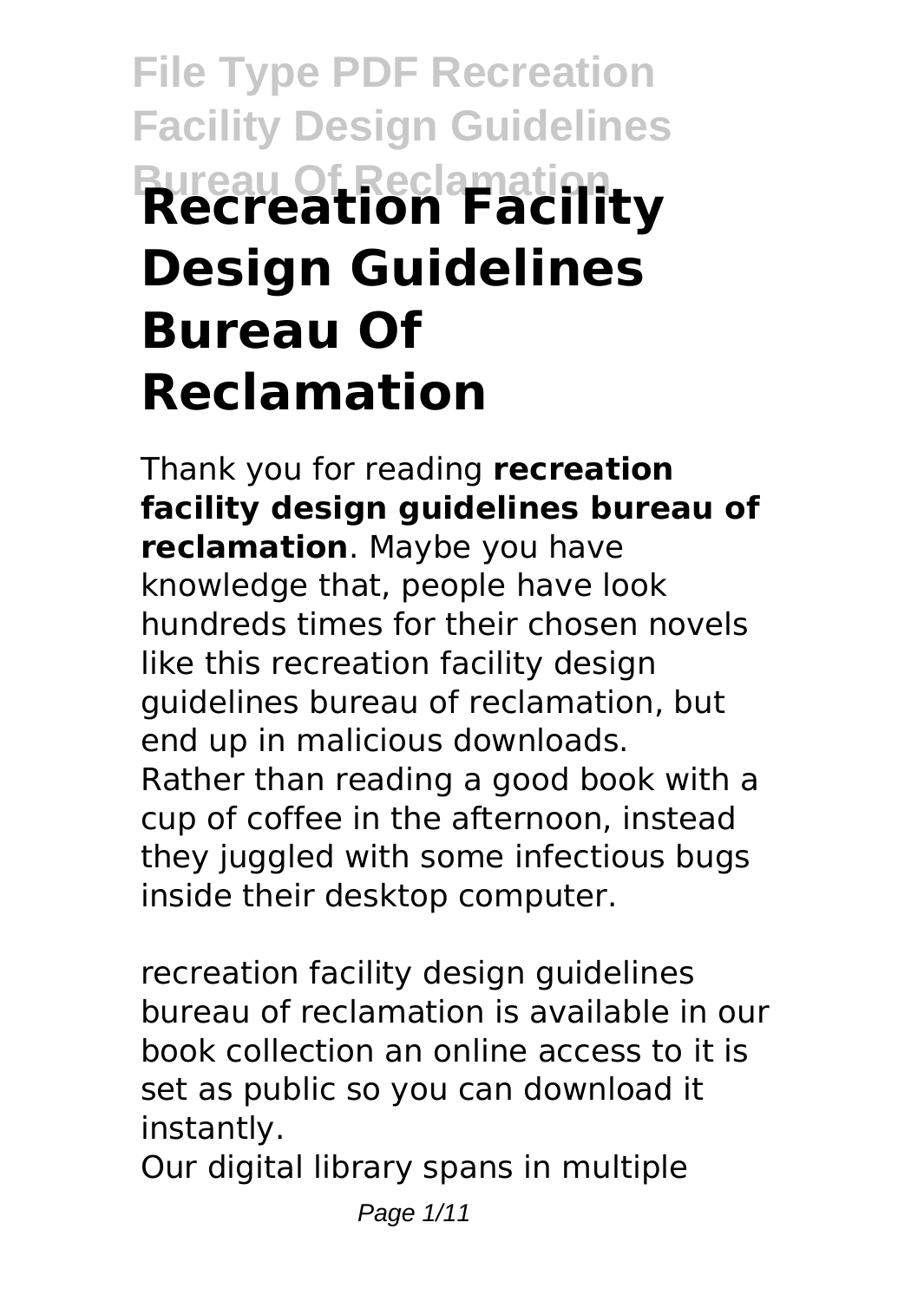# Recreation Facility Design Guidelines Bureau Of Reclamation

Thank you for reading **recreation facility design guidelines bureau of reclamation**. Maybe you have knowledge that, people have look hundreds times for their chosen novels like this recreation facility design guidelines bureau of reclamation, but end up in malicious downloads. Rather than reading a good book with a cup of coffee in the afternoon, instead they juggled with some infectious bugs inside their desktop computer.

recreation facility design guidelines bureau of reclamation is available in our book collection an online access to it is set as public so you can download it instantly.

Our digital library spans in multiple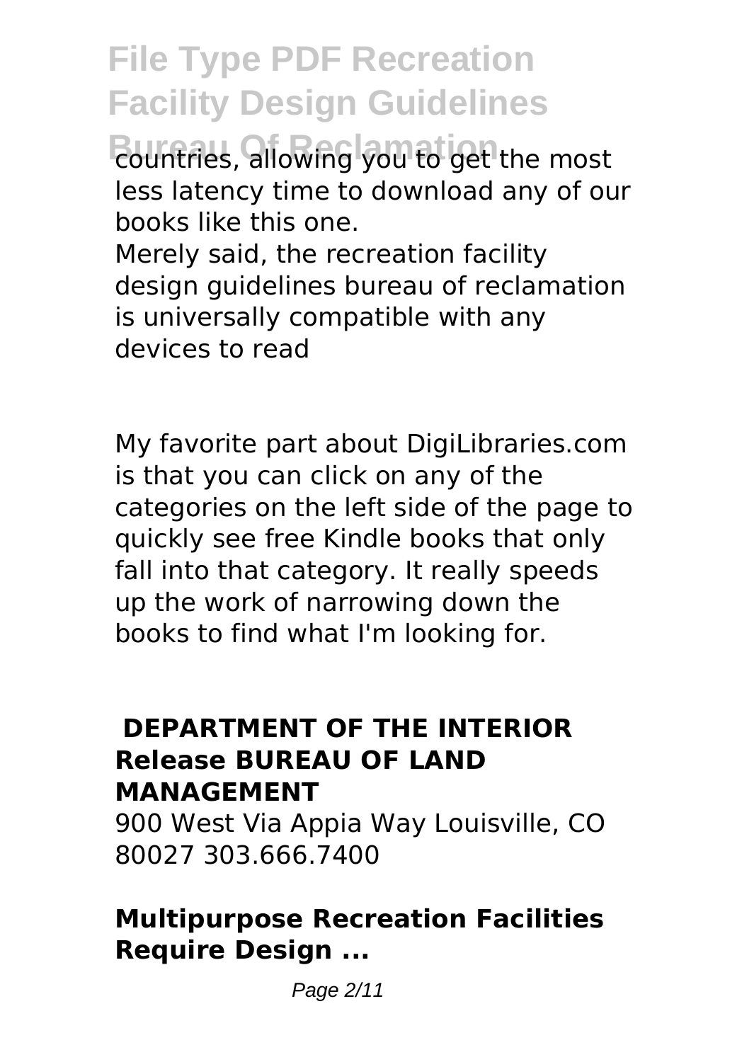countries, allowing you to get the most less latency time to download any of our books like this one.

Merely said, the recreation facility design guidelines bureau of reclamation is universally compatible with any devices to read

My favorite part about DigiLibraries.com is that you can click on any of the categories on the left side of the page to quickly see free Kindle books that only fall into that category. It really speeds up the work of narrowing down the books to find what I'm looking for.

## DEPARTMENT OF THE INTERIOR Release BUREAU OF LAND MANAGEMENT

900 West Via Appia Way Louisville, CO 80027 303.666.7400

## Multipurpose Recreation Facilities Require Design ...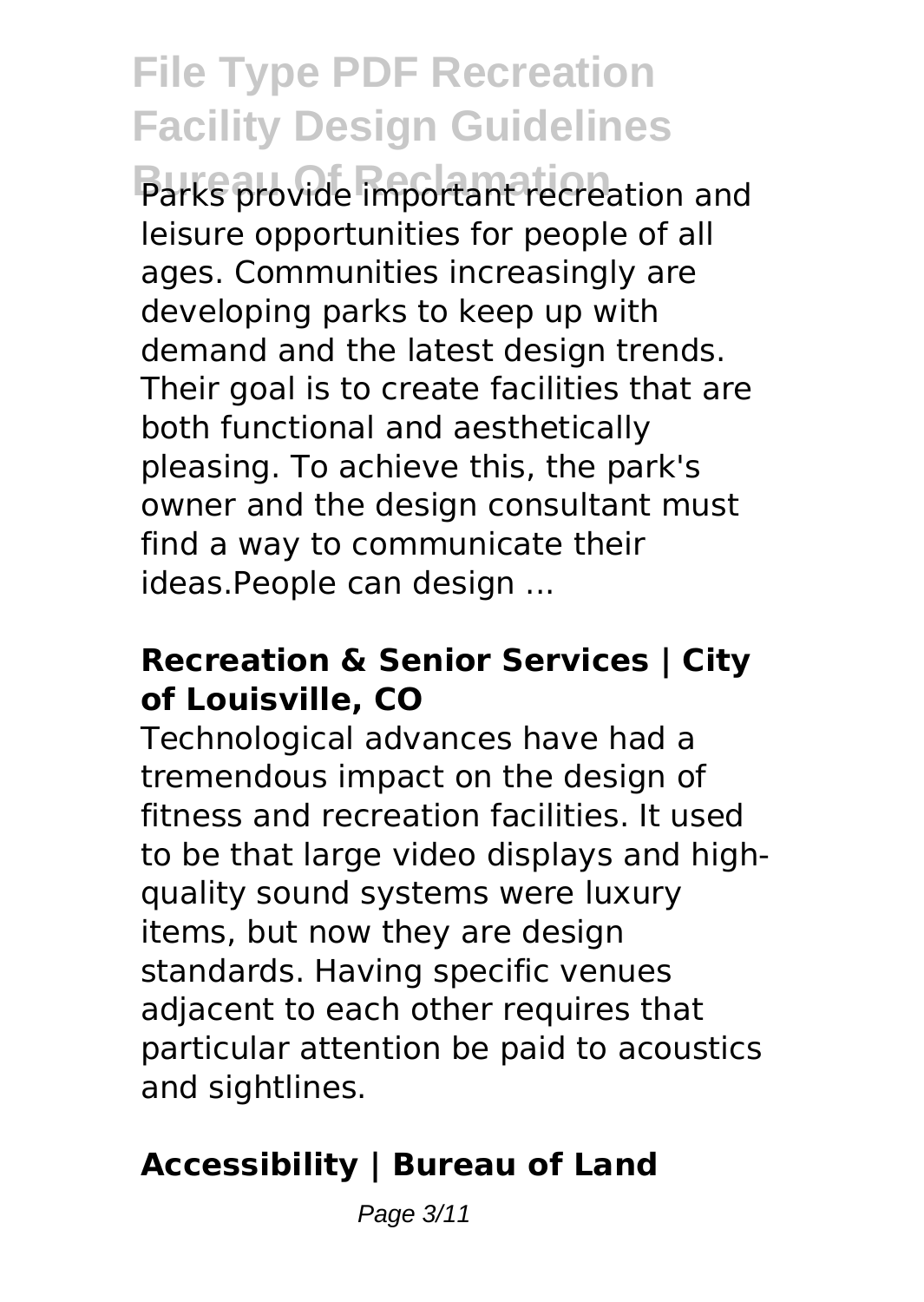Parks provide important recreation and leisure opportunities for people of all ages. Communities increasingly are developing parks to keep up with demand and the latest design trends. Their goal is to create facilities that are both functional and aesthetically pleasing. To achieve this, the park's owner and the design consultant must find a way to communicate their ideas.People can design ...

### Recreation & Senior Services | City of Louisville, CO

Technological advances have had a tremendous impact on the design of fitness and recreation facilities. It used to be that large video displays and high-quality sound systems were luxury items, but now they are design standards. Having specific venues adjacent to each other requires that particular attention be paid to acoustics and sightlines.

### Accessibility | Bureau of Land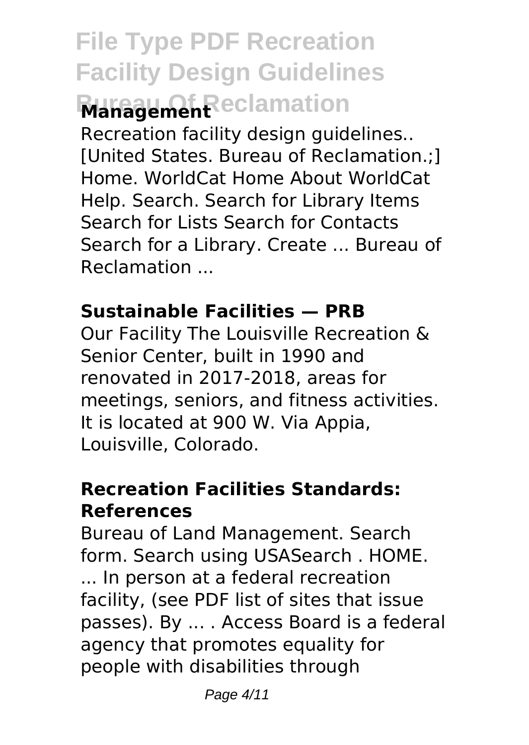## Management

Recreation facility design guidelines.. [United States. Bureau of Reclamation.;] Home. WorldCat Home About WorldCat Help. Search. Search for Library Items Search for Lists Search for Contacts Search for a Library. Create ... Bureau of Reclamation ...

### Sustainable Facilities — PRB

Our Facility The Louisville Recreation & Senior Center, built in 1990 and renovated in 2017-2018, areas for meetings, seniors, and fitness activities. It is located at 900 W. Via Appia, Louisville, Colorado.

### Recreation Facilities Standards: References

Bureau of Land Management. Search form. Search using USASearch . HOME. ... In person at a federal recreation facility, (see PDF list of sites that issue passes). By ... . Access Board is a federal agency that promotes equality for people with disabilities through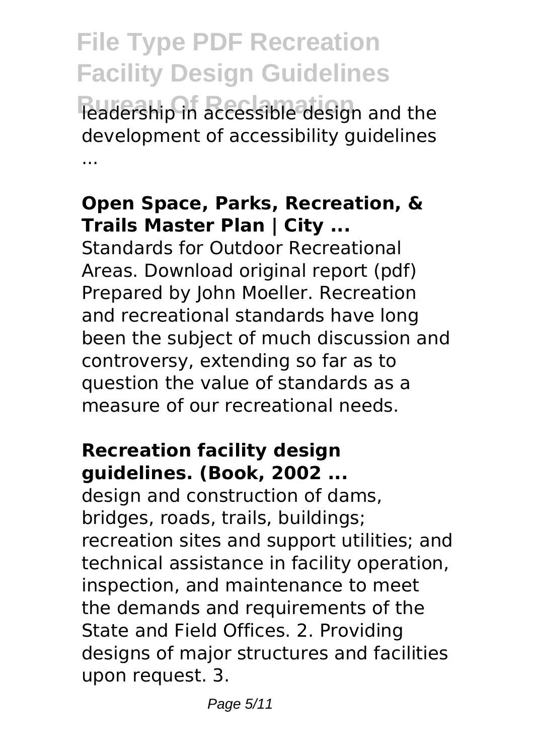leadership in accessible design and the development of accessibility guidelines ...

### Open Space, Parks, Recreation, & Trails Master Plan | City ...

Standards for Outdoor Recreational Areas. Download original report (pdf) Prepared by John Moeller. Recreation and recreational standards have long been the subject of much discussion and controversy, extending so far as to question the value of standards as a measure of our recreational needs.

### Recreation facility design guidelines. (Book, 2002 ...

design and construction of dams, bridges, roads, trails, buildings; recreation sites and support utilities; and technical assistance in facility operation, inspection, and maintenance to meet the demands and requirements of the State and Field Offices. 2. Providing designs of major structures and facilities upon request. 3.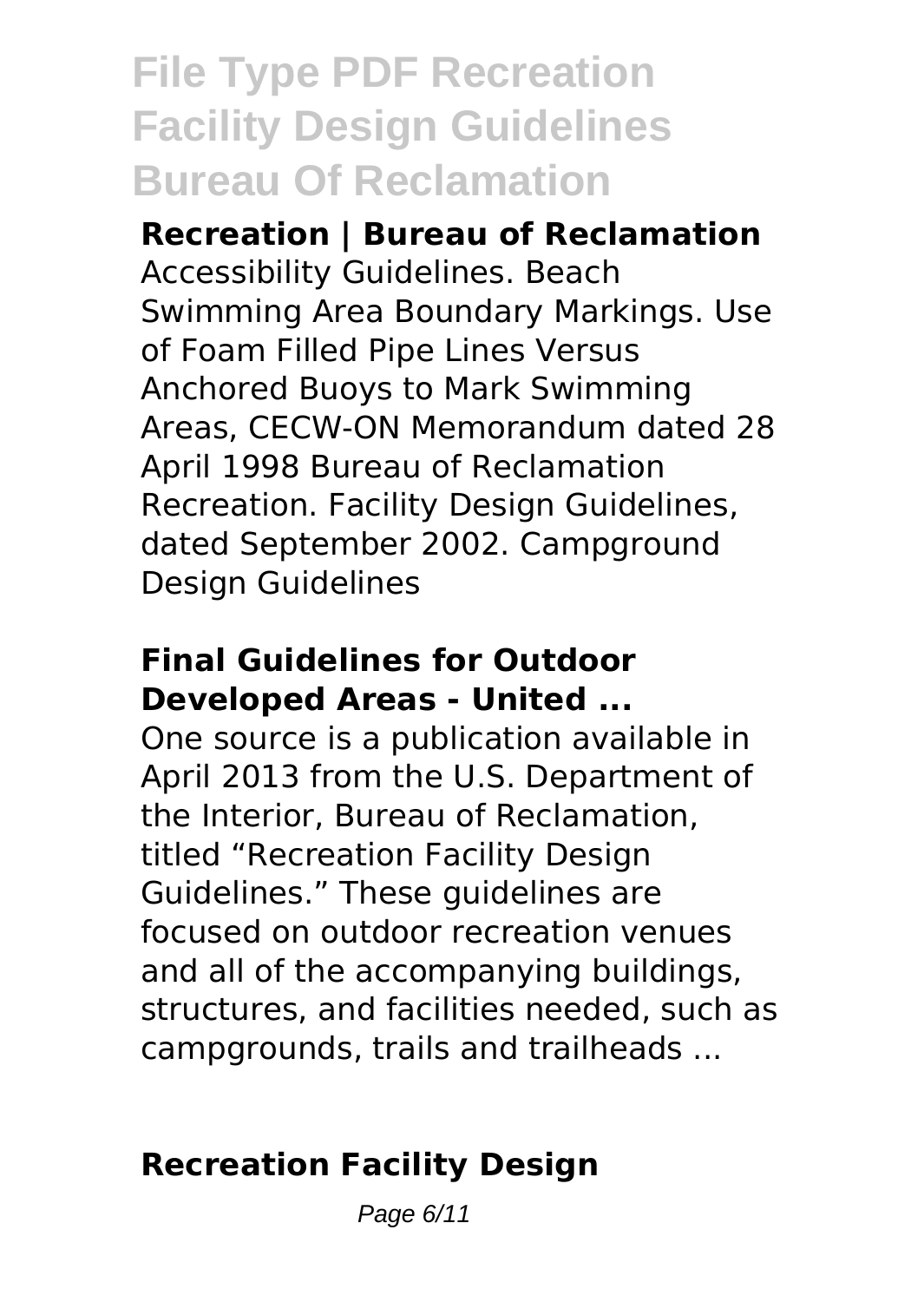**Recreation | Bureau of Reclamation**

Accessibility Guidelines. Beach Swimming Area Boundary Markings. Use of Foam Filled Pipe Lines Versus Anchored Buoys to Mark Swimming Areas, CECW-ON Memorandum dated 28 April 1998 Bureau of Reclamation Recreation. Facility Design Guidelines, dated September 2002. Campground Design Guidelines

**Final Guidelines for Outdoor Developed Areas - United ...**

One source is a publication available in April 2013 from the U.S. Department of the Interior, Bureau of Reclamation, titled "Recreation Facility Design Guidelines." These guidelines are focused on outdoor recreation venues and all of the accompanying buildings, structures, and facilities needed, such as campgrounds, trails and trailheads ...

**Recreation Facility Design**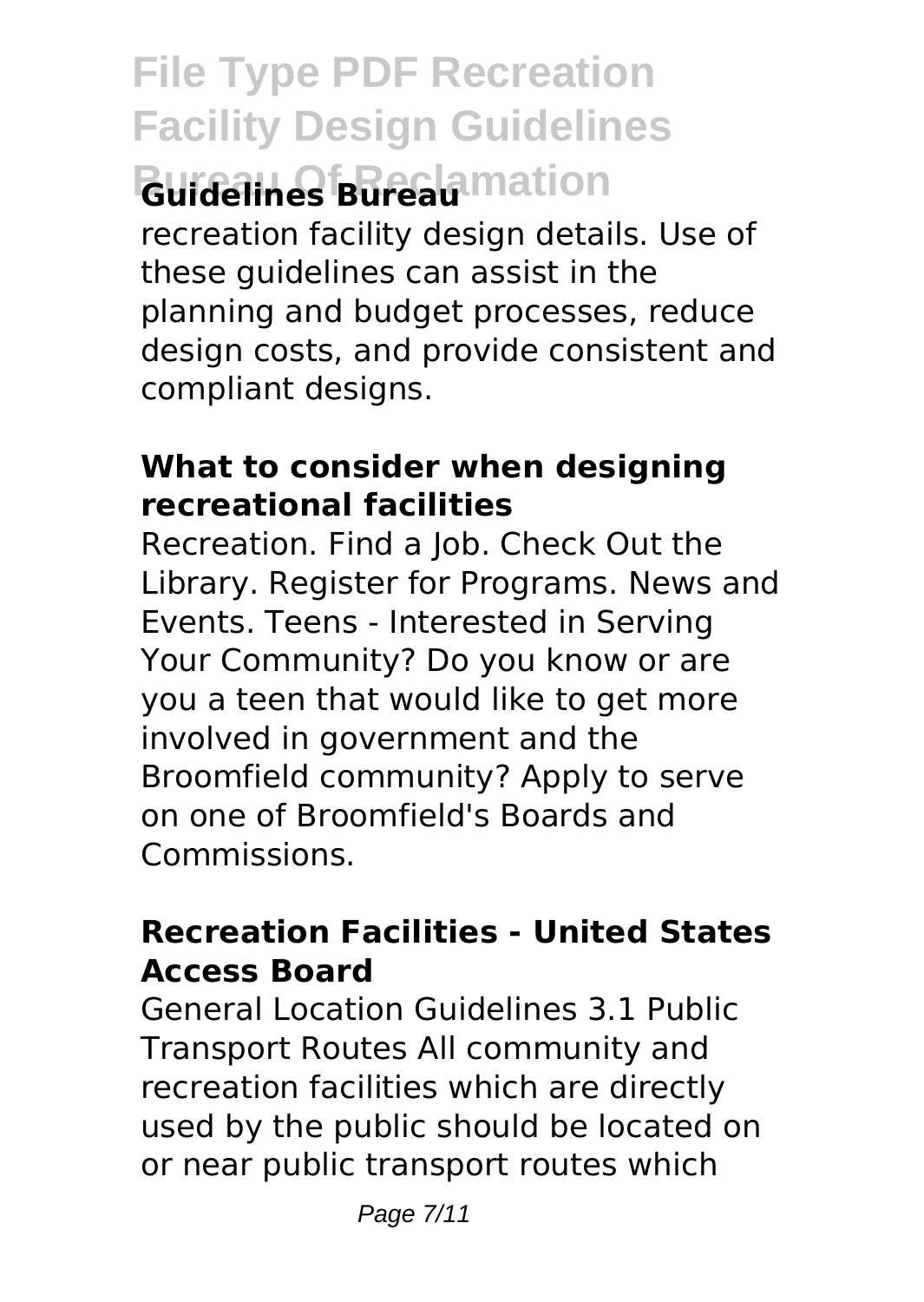**Guidelines Bureau**

recreation facility design details. Use of these guidelines can assist in the planning and budget processes, reduce design costs, and provide consistent and compliant designs.

### What to consider when designing recreational facilities

Recreation. Find a Job. Check Out the Library. Register for Programs. News and Events. Teens - Interested in Serving Your Community? Do you know or are you a teen that would like to get more involved in government and the Broomfield community? Apply to serve on one of Broomfield's Boards and Commissions.

### Recreation Facilities - United States Access Board

General Location Guidelines 3.1 Public Transport Routes All community and recreation facilities which are directly used by the public should be located on or near public transport routes which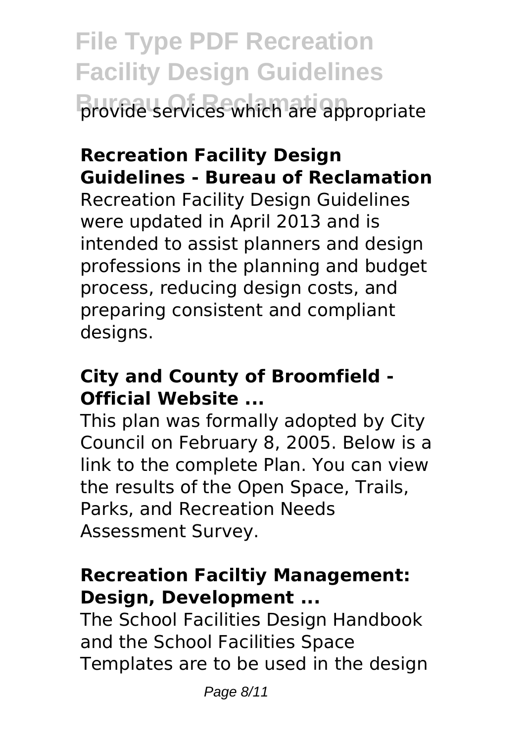provide services which are appropriate

**Recreation Facility Design Guidelines - Bureau of Reclamation**

Recreation Facility Design Guidelines were updated in April 2013 and is intended to assist planners and design professions in the planning and budget process, reducing design costs, and preparing consistent and compliant designs.

**City and County of Broomfield - Official Website ...**

This plan was formally adopted by City Council on February 8, 2005. Below is a link to the complete Plan. You can view the results of the Open Space, Trails, Parks, and Recreation Needs Assessment Survey.

**Recreation Faciltiy Management: Design, Development ...**

The School Facilities Design Handbook and the School Facilities Space Templates are to be used in the design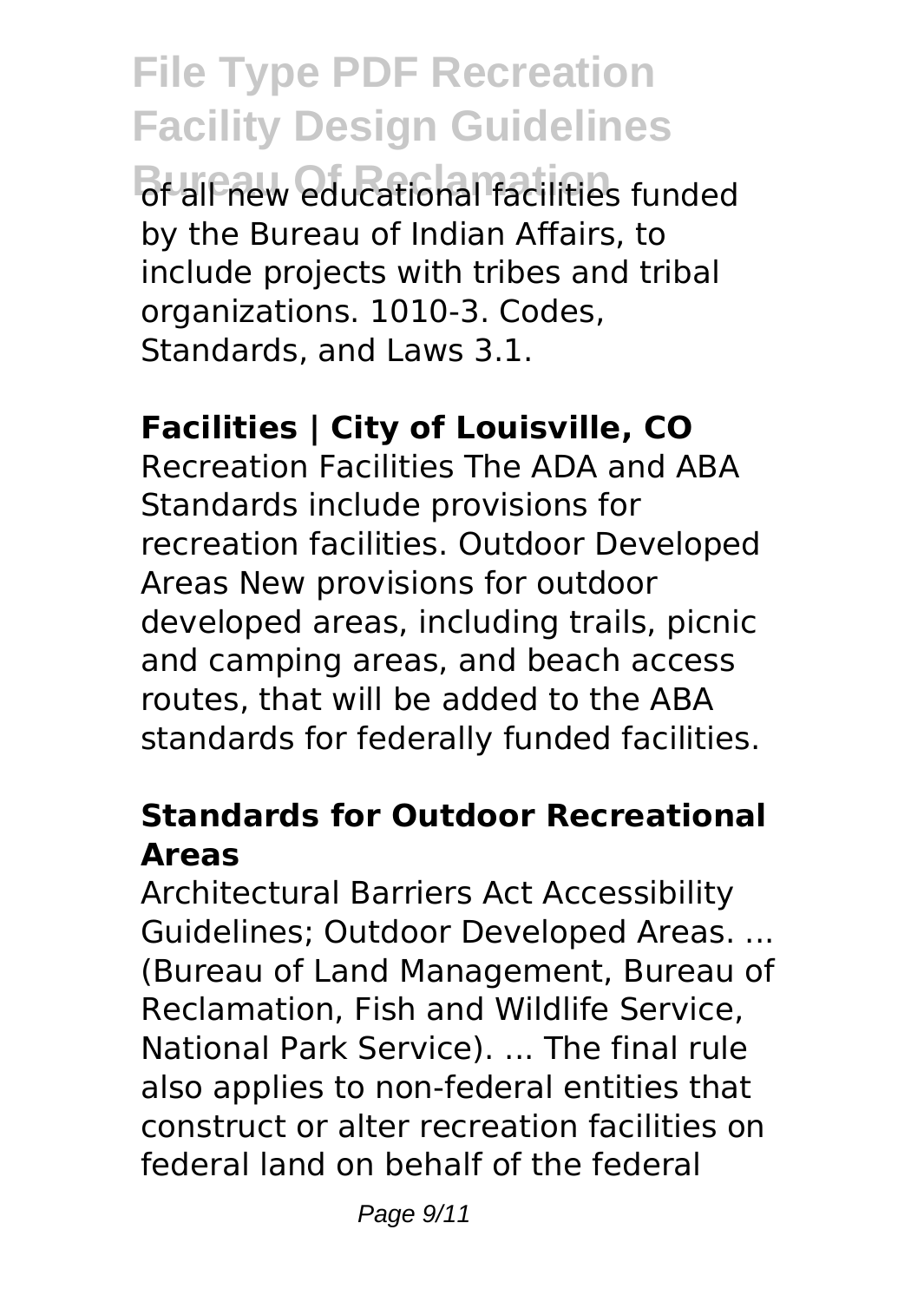of all new educational facilities funded by the Bureau of Indian Affairs, to include projects with tribes and tribal organizations. 1010-3. Codes, Standards, and Laws 3.1.

**Facilities | City of Louisville, CO**

Recreation Facilities The ADA and ABA Standards include provisions for recreation facilities. Outdoor Developed Areas New provisions for outdoor developed areas, including trails, picnic and camping areas, and beach access routes, that will be added to the ABA standards for federally funded facilities.

### Standards for Outdoor Recreational Areas

Architectural Barriers Act Accessibility Guidelines; Outdoor Developed Areas. ... (Bureau of Land Management, Bureau of Reclamation, Fish and Wildlife Service, National Park Service). ... The final rule also applies to non-federal entities that construct or alter recreation facilities on federal land on behalf of the federal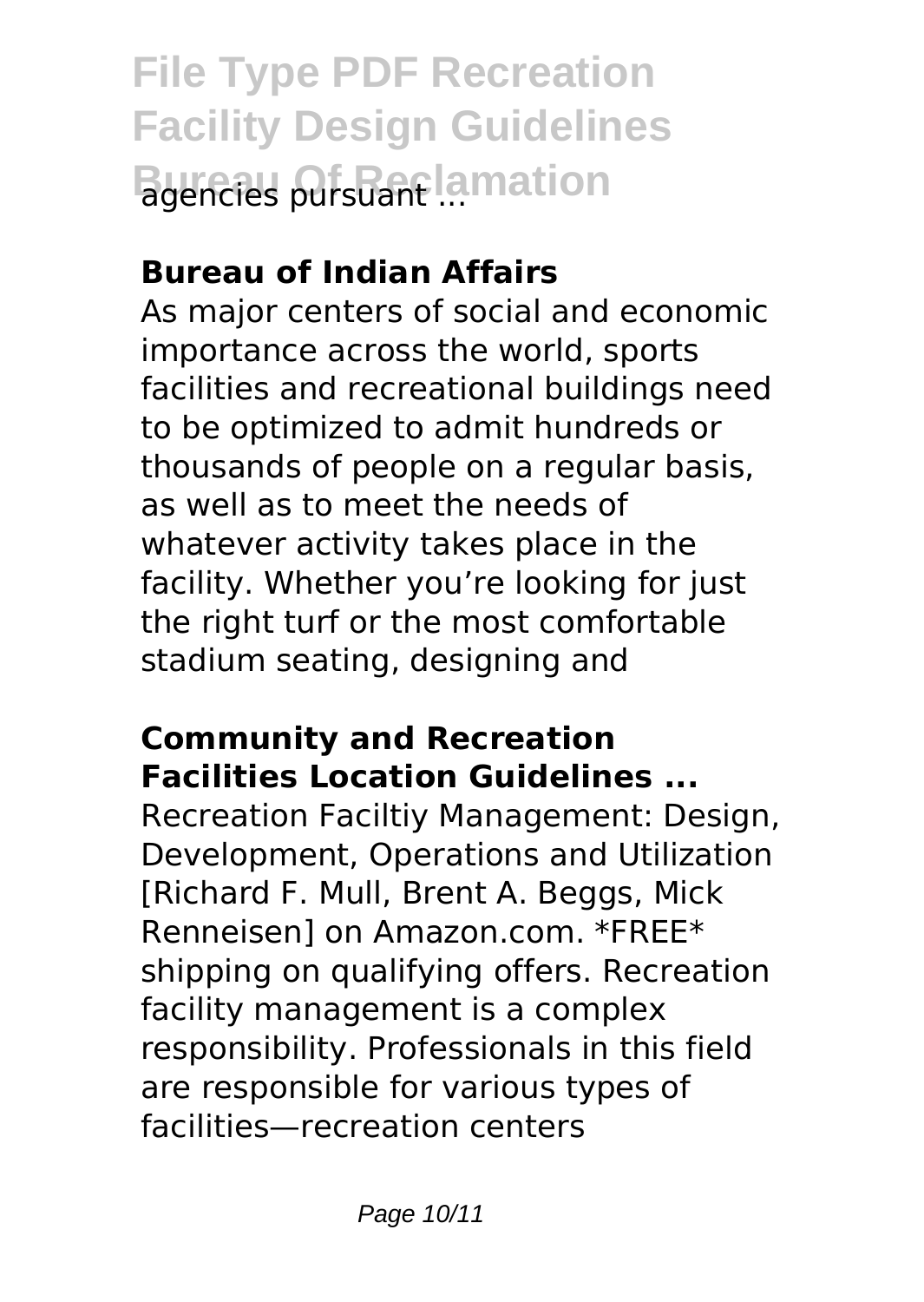agencies pursuant ...

**Bureau of Indian Affairs**

As major centers of social and economic importance across the world, sports facilities and recreational buildings need to be optimized to admit hundreds or thousands of people on a regular basis, as well as to meet the needs of whatever activity takes place in the facility. Whether you’re looking for just the right turf or the most comfortable stadium seating, designing and

**Community and Recreation Facilities Location Guidelines ...**

Recreation Faciltiy Management: Design, Development, Operations and Utilization [Richard F. Mull, Brent A. Beggs, Mick Renneisen] on Amazon.com. *FREE* shipping on qualifying offers. Recreation facility management is a complex responsibility. Professionals in this field are responsible for various types of facilities—recreation centers